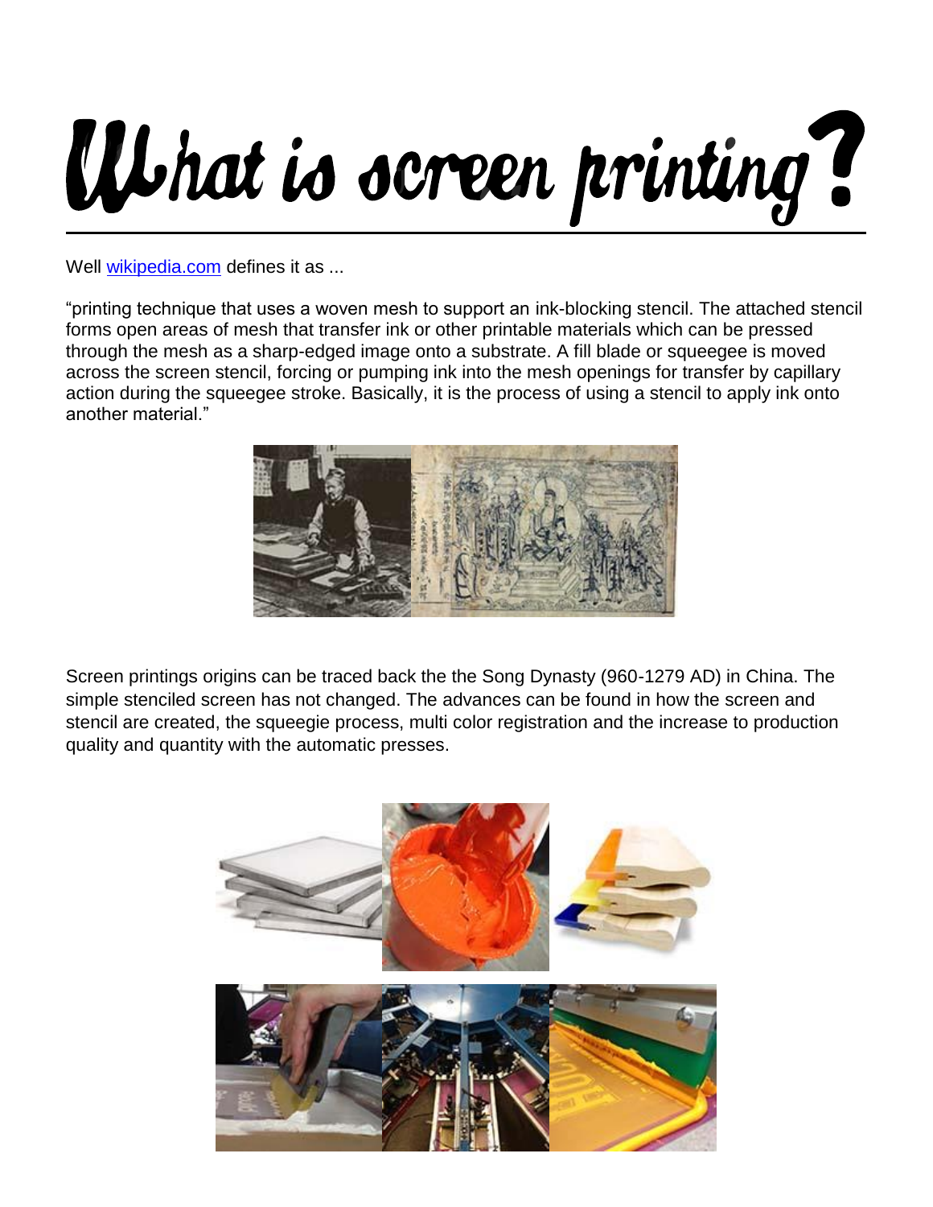# What is screen printing?

Well [wikipedia.com](wikipedia.com) defines it as ...

"printing technique that uses a woven mesh to support an ink-blocking stencil. The attached stencil forms open areas of mesh that transfer ink or other printable materials which can be pressed through the mesh as a sharp-edged image onto a substrate. A fill blade or squeegee is moved across the screen stencil, forcing or pumping ink into the mesh openings for transfer by capillary action during the squeegee stroke. Basically, it is the process of using a stencil to apply ink onto another material."

Screen printings origins can be traced back the the Song Dynasty (960-1279 AD) in China. The simple stenciled screen has not changed. The advances can be found in how the screen and stencil are created, the squeegie process, multi color registration and the increase to production quality and quantity with the automatic presses.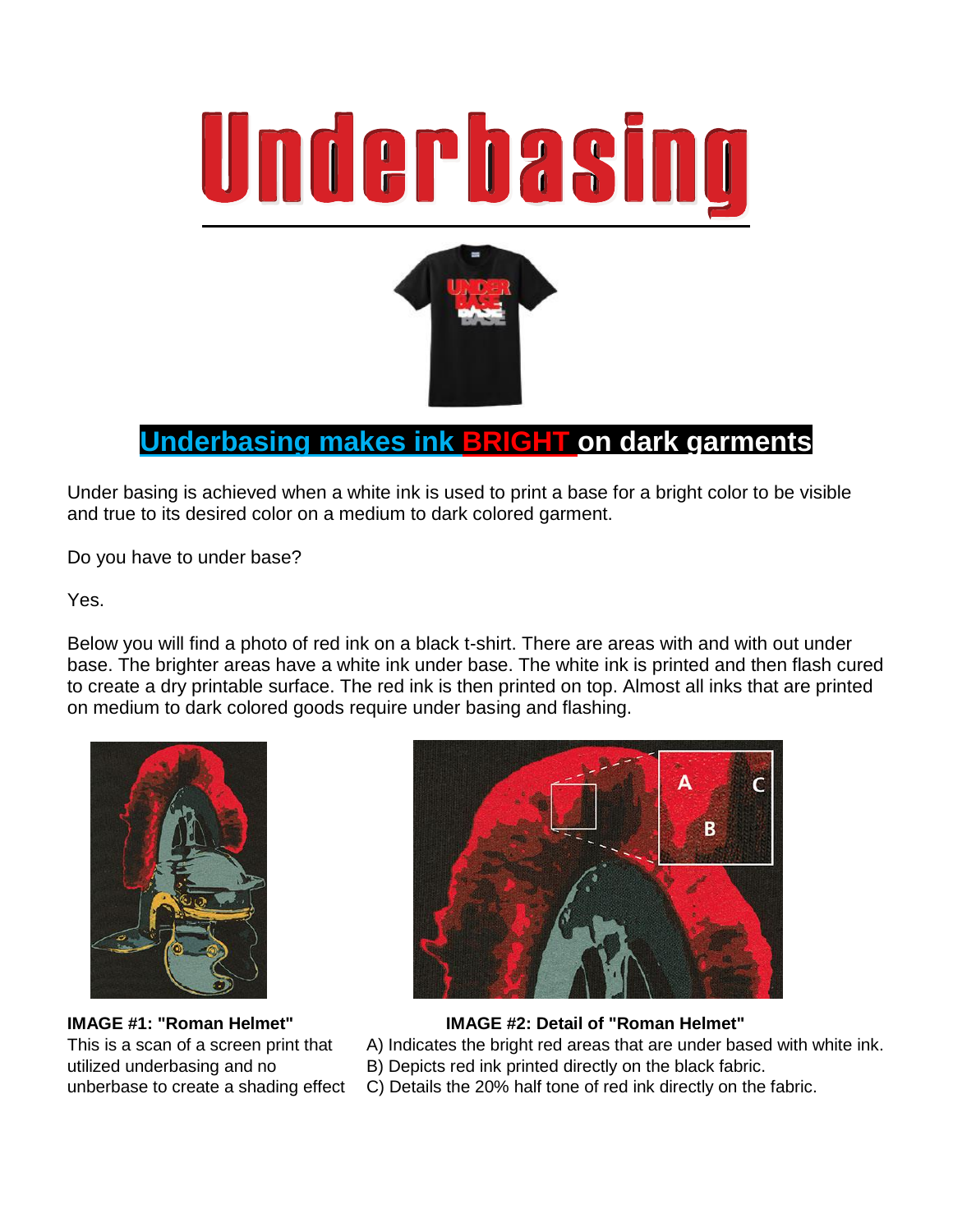# Underbasing

## Underbasing makes ink BRIGHT on dark garments

Under basing is achieved when a white ink is used to print a base for a bright color to be visible and true to its desired color on a medium to dark colored garment.

Do you have to under base?

Yes.

Below you will find a photo of red ink on a black t-shirt. There are areas with and with out under base. The brighter areas have a white ink under base. The white ink is printed and then flash cured to create a dry printable surface. The red ink is then printed on top. Almost all inks that are printed on medium to dark colored goods require under basing and flashing.

**IMAGE #1: "Roman Helmet"**
This is a scan of a screen print that utilized underbasing and no unberbase to create a shading effect

**IMAGE #2: Detail of "Roman Helmet"**
A) Indicates the bright red areas that are under based with white ink.
B) Depicts red ink printed directly on the black fabric.
C) Details the 20% half tone of red ink directly on the fabric.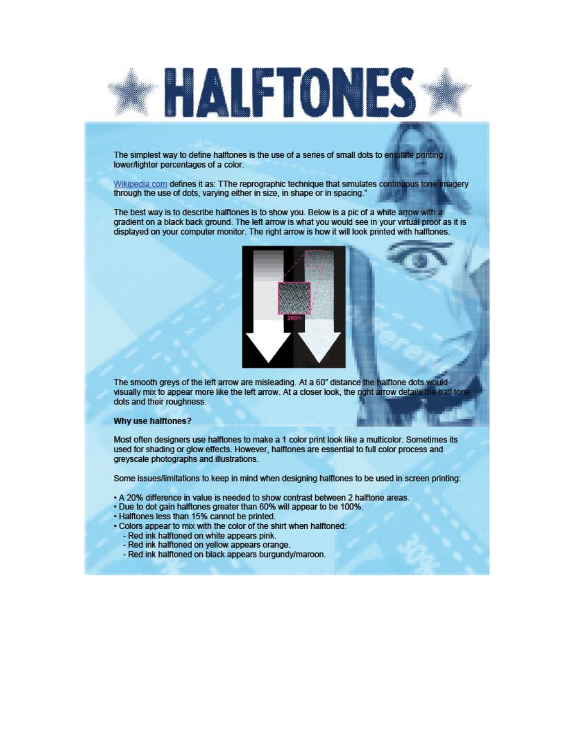# HALFTONES

The simplest way to define halftones is the use of a series of small dots to emulate printing lower/lighter percentages of a color.

Wikipedia.com defines it as: TThe reprographic technique that simulates continuous tone imagery through the use of dots, varying either in size, in shape or in spacing."

The best way is to describe halftones is to show you. Below is a pic of a white arrow with a gradient on a black back ground. The left arrow is what you would see in your virtual proof as it is displayed on your computer monitor. The right arrow is how it will look printed with halftones.

The smooth greys of the left arrow are misleading. At a 60" distance the halftone dots would visually mix to appear more like the left arrow. At a closer look, the right arrow details the half tone dots and their roughness.

**Why use halftones?**

Most often designers use halftones to make a 1 color print look like a multicolor. Sometimes its used for shading or glow effects. However, halftones are essential to full color process and greyscale photographs and illustrations.

Some issues/limitations to keep in mind when designing halftones to be used in screen printing:

- A 20% difference in value is needed to show contrast between 2 halftone areas.
- Due to dot gain halftones greater than 60% will appear to be 100%.
- Halftones less than 15% cannot be printed.
- Colors appear to mix with the color of the shirt when halftoned:
  - Red ink halftoned on white appears pink.
  - Red ink halftoned on yellow appears orange.
  - Red ink halftoned on black appears burgundy/maroon.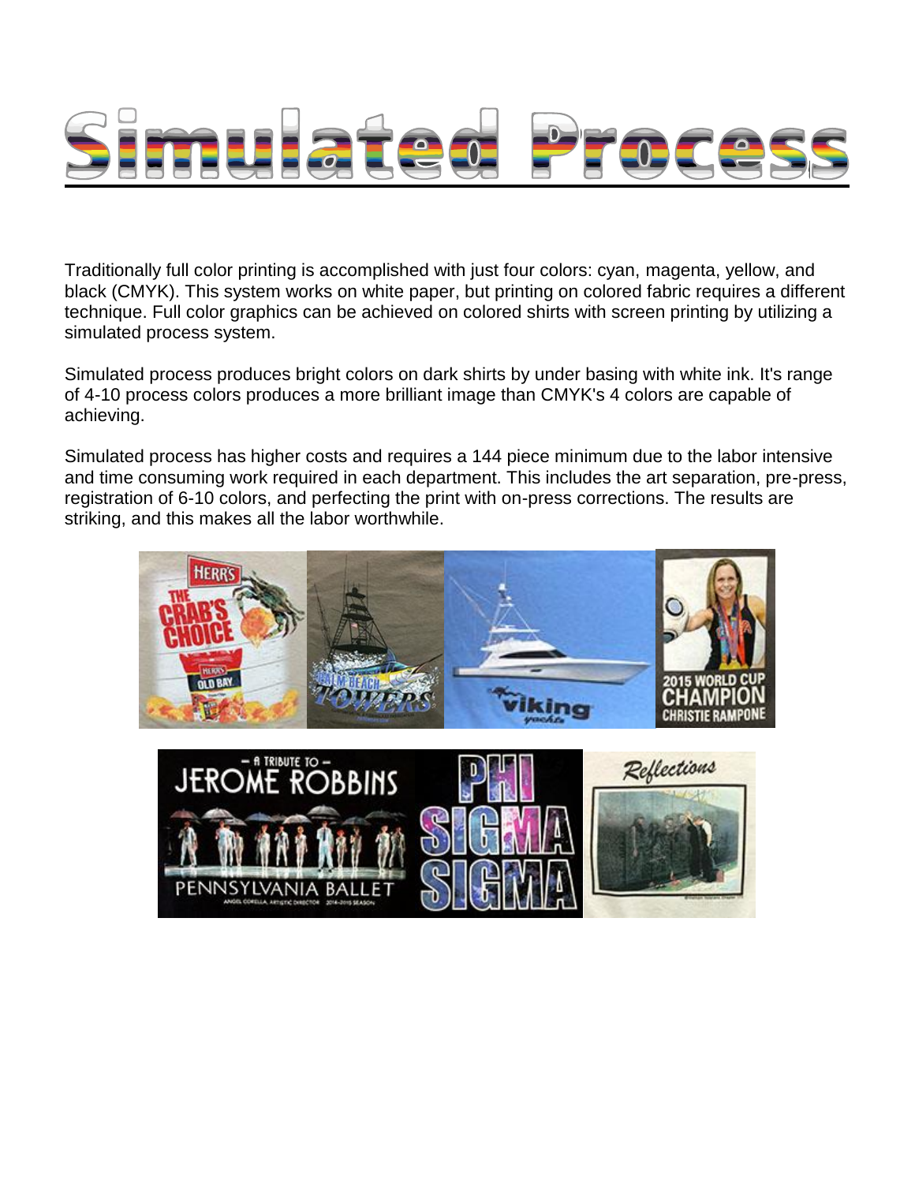# Simulated Process

Traditionally full color printing is accomplished with just four colors: cyan, magenta, yellow, and black (CMYK). This system works on white paper, but printing on colored fabric requires a different technique. Full color graphics can be achieved on colored shirts with screen printing by utilizing a simulated process system.

Simulated process produces bright colors on dark shirts by under basing with white ink. It's range of 4-10 process colors produces a more brilliant image than CMYK's 4 colors are capable of achieving.

Simulated process has higher costs and requires a 144 piece minimum due to the labor intensive and time consuming work required in each department. This includes the art separation, pre-press, registration of 6-10 colors, and perfecting the print with on-press corrections. The results are striking, and this makes all the labor worthwhile.